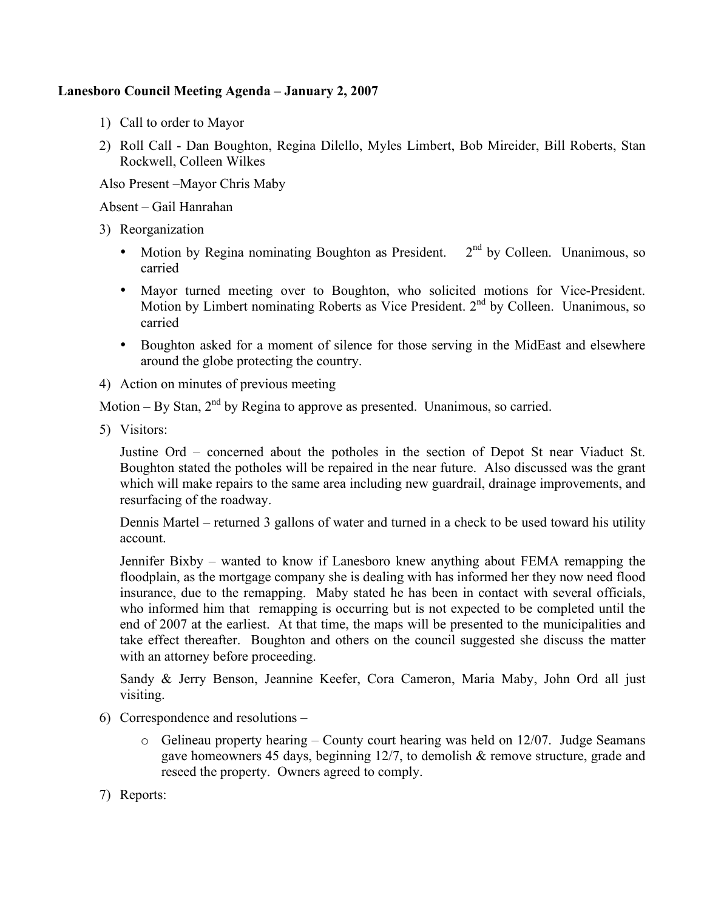**Lanesboro Council Meeting Agenda – January 2, 2007**

1) Call to order to Mayor
2) Roll Call - Dan Boughton, Regina Dilello, Myles Limbert, Bob Mireider, Bill Roberts, Stan Rockwell, Colleen Wilkes

Also Present –Mayor Chris Maby

Absent – Gail Hanrahan

3) Reorganization
   - Motion by Regina nominating Boughton as President. 2nd by Colleen. Unanimous, so carried
   - Mayor turned meeting over to Boughton, who solicited motions for Vice-President. Motion by Limbert nominating Roberts as Vice President. 2nd by Colleen. Unanimous, so carried
   - Boughton asked for a moment of silence for those serving in the MidEast and elsewhere around the globe protecting the country.
4) Action on minutes of previous meeting

Motion – By Stan, 2nd by Regina to approve as presented. Unanimous, so carried.

5) Visitors:

   Justine Ord – concerned about the potholes in the section of Depot St near Viaduct St. Boughton stated the potholes will be repaired in the near future. Also discussed was the grant which will make repairs to the same area including new guardrail, drainage improvements, and resurfacing of the roadway.

   Dennis Martel – returned 3 gallons of water and turned in a check to be used toward his utility account.

   Jennifer Bixby – wanted to know if Lanesboro knew anything about FEMA remapping the floodplain, as the mortgage company she is dealing with has informed her they now need flood insurance, due to the remapping. Maby stated he has been in contact with several officials, who informed him that remapping is occurring but is not expected to be completed until the end of 2007 at the earliest. At that time, the maps will be presented to the municipalities and take effect thereafter. Boughton and others on the council suggested she discuss the matter with an attorney before proceeding.

   Sandy & Jerry Benson, Jeannine Keefer, Cora Cameron, Maria Maby, John Ord all just visiting.

6) Correspondence and resolutions –
   - Gelineau property hearing – County court hearing was held on 12/07. Judge Seamans gave homeowners 45 days, beginning 12/7, to demolish & remove structure, grade and reseed the property. Owners agreed to comply.
7) Reports: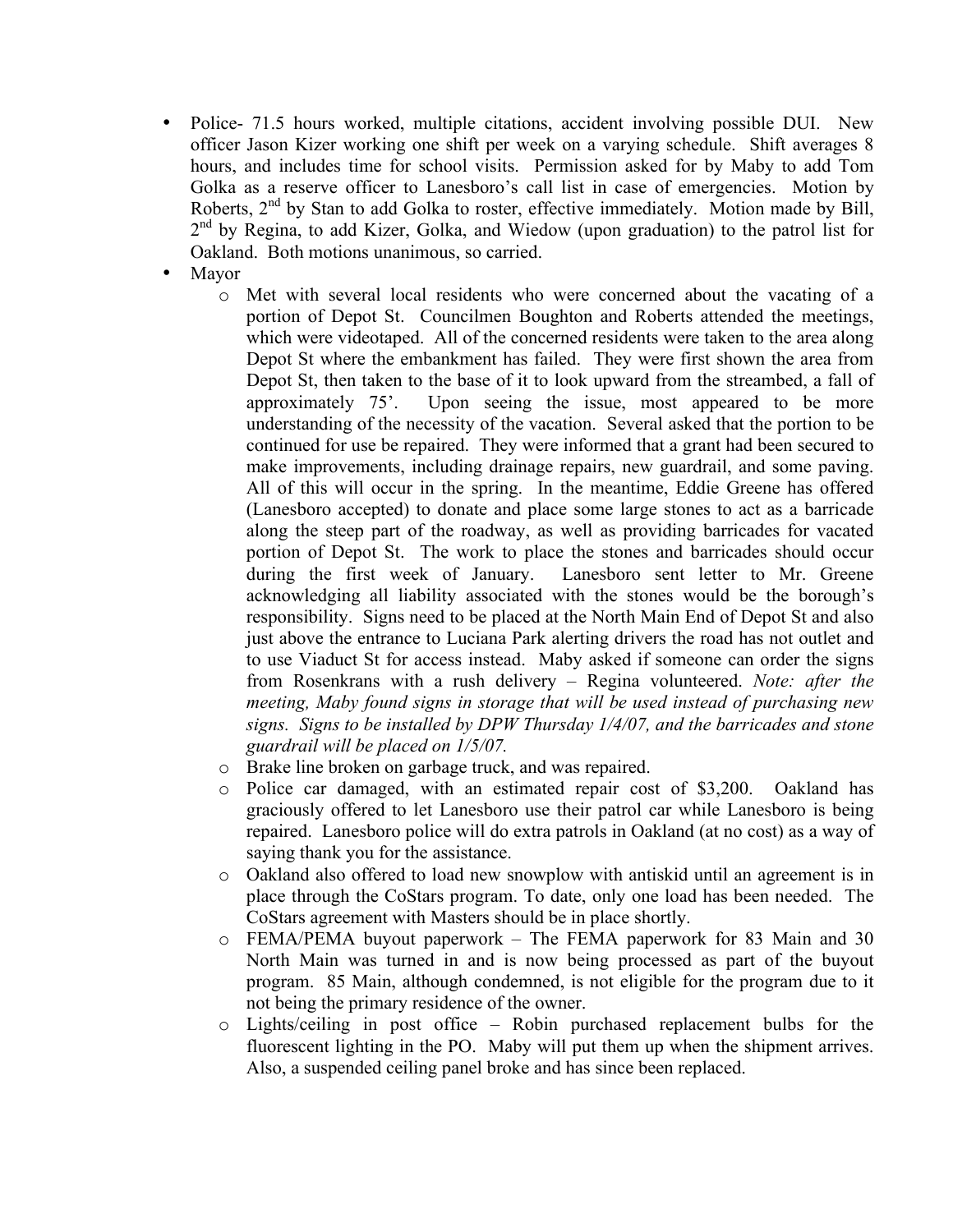- Police- 71.5 hours worked, multiple citations, accident involving possible DUI. New officer Jason Kizer working one shift per week on a varying schedule. Shift averages 8 hours, and includes time for school visits. Permission asked for by Maby to add Tom Golka as a reserve officer to Lanesboro's call list in case of emergencies. Motion by Roberts, 2nd by Stan to add Golka to roster, effective immediately. Motion made by Bill, 2nd by Regina, to add Kizer, Golka, and Wiedow (upon graduation) to the patrol list for Oakland. Both motions unanimous, so carried.
- Mayor
  - Met with several local residents who were concerned about the vacating of a portion of Depot St. Councilmen Boughton and Roberts attended the meetings, which were videotaped. All of the concerned residents were taken to the area along Depot St where the embankment has failed. They were first shown the area from Depot St, then taken to the base of it to look upward from the streambed, a fall of approximately 75'. Upon seeing the issue, most appeared to be more understanding of the necessity of the vacation. Several asked that the portion to be continued for use be repaired. They were informed that a grant had been secured to make improvements, including drainage repairs, new guardrail, and some paving. All of this will occur in the spring. In the meantime, Eddie Greene has offered (Lanesboro accepted) to donate and place some large stones to act as a barricade along the steep part of the roadway, as well as providing barricades for vacated portion of Depot St. The work to place the stones and barricades should occur during the first week of January. Lanesboro sent letter to Mr. Greene acknowledging all liability associated with the stones would be the borough's responsibility. Signs need to be placed at the North Main End of Depot St and also just above the entrance to Luciana Park alerting drivers the road has not outlet and to use Viaduct St for access instead. Maby asked if someone can order the signs from Rosenkrans with a rush delivery – Regina volunteered. *Note: after the meeting, Maby found signs in storage that will be used instead of purchasing new signs. Signs to be installed by DPW Thursday 1/4/07, and the barricades and stone guardrail will be placed on 1/5/07.*
  - Brake line broken on garbage truck, and was repaired.
  - Police car damaged, with an estimated repair cost of $3,200. Oakland has graciously offered to let Lanesboro use their patrol car while Lanesboro is being repaired. Lanesboro police will do extra patrols in Oakland (at no cost) as a way of saying thank you for the assistance.
  - Oakland also offered to load new snowplow with antiskid until an agreement is in place through the CoStars program. To date, only one load has been needed. The CoStars agreement with Masters should be in place shortly.
  - FEMA/PEMA buyout paperwork – The FEMA paperwork for 83 Main and 30 North Main was turned in and is now being processed as part of the buyout program. 85 Main, although condemned, is not eligible for the program due to it not being the primary residence of the owner.
  - Lights/ceiling in post office – Robin purchased replacement bulbs for the fluorescent lighting in the PO. Maby will put them up when the shipment arrives. Also, a suspended ceiling panel broke and has since been replaced.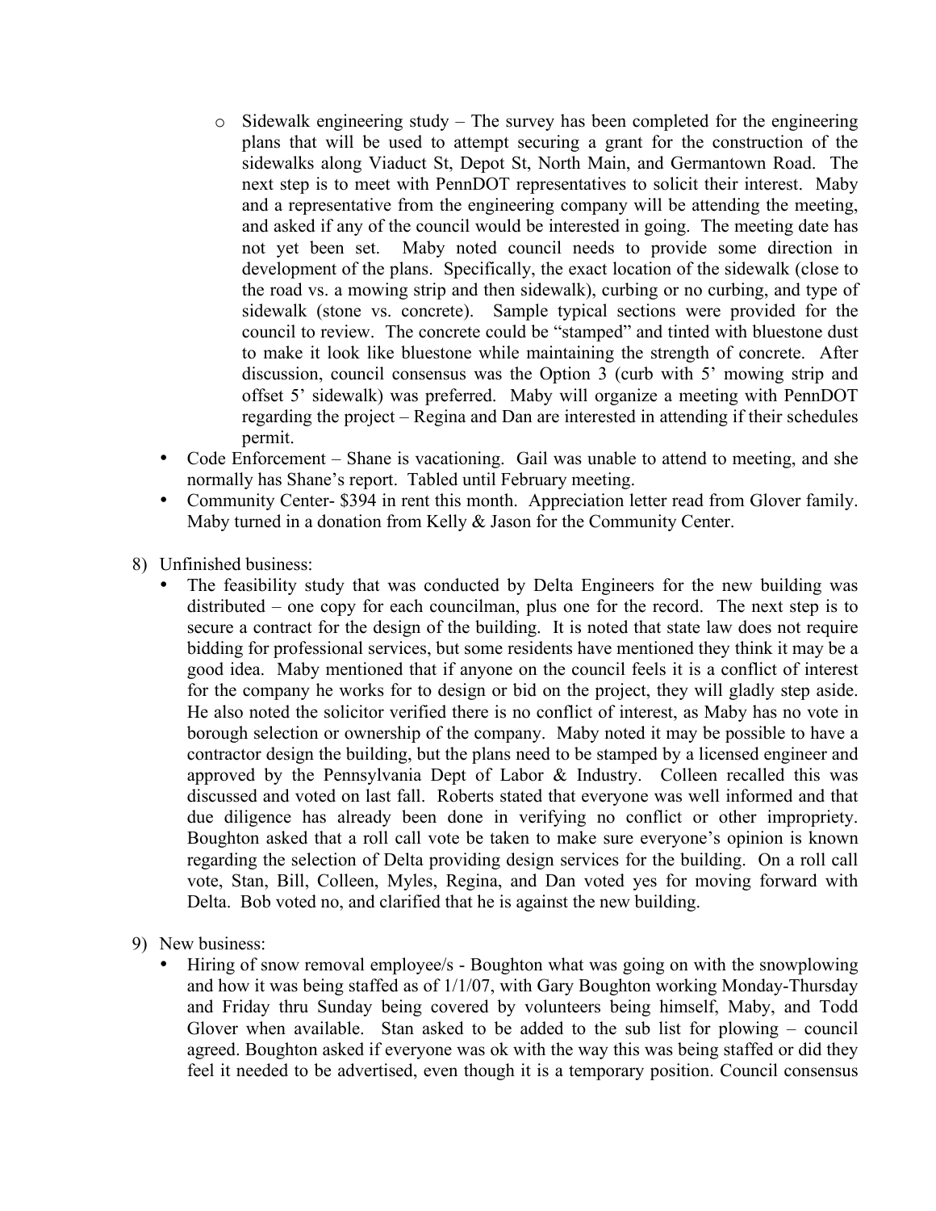- Sidewalk engineering study – The survey has been completed for the engineering plans that will be used to attempt securing a grant for the construction of the sidewalks along Viaduct St, Depot St, North Main, and Germantown Road. The next step is to meet with PennDOT representatives to solicit their interest. Maby and a representative from the engineering company will be attending the meeting, and asked if any of the council would be interested in going. The meeting date has not yet been set. Maby noted council needs to provide some direction in development of the plans. Specifically, the exact location of the sidewalk (close to the road vs. a mowing strip and then sidewalk), curbing or no curbing, and type of sidewalk (stone vs. concrete). Sample typical sections were provided for the council to review. The concrete could be "stamped" and tinted with bluestone dust to make it look like bluestone while maintaining the strength of concrete. After discussion, council consensus was the Option 3 (curb with 5' mowing strip and offset 5' sidewalk) was preferred. Maby will organize a meeting with PennDOT regarding the project – Regina and Dan are interested in attending if their schedules permit.

- Code Enforcement – Shane is vacationing. Gail was unable to attend to meeting, and she normally has Shane's report. Tabled until February meeting.
- Community Center- $394 in rent this month. Appreciation letter read from Glover family. Maby turned in a donation from Kelly & Jason for the Community Center.

8) Unfinished business:
   - The feasibility study that was conducted by Delta Engineers for the new building was distributed – one copy for each councilman, plus one for the record. The next step is to secure a contract for the design of the building. It is noted that state law does not require bidding for professional services, but some residents have mentioned they think it may be a good idea. Maby mentioned that if anyone on the council feels it is a conflict of interest for the company he works for to design or bid on the project, they will gladly step aside. He also noted the solicitor verified there is no conflict of interest, as Maby has no vote in borough selection or ownership of the company. Maby noted it may be possible to have a contractor design the building, but the plans need to be stamped by a licensed engineer and approved by the Pennsylvania Dept of Labor & Industry. Colleen recalled this was discussed and voted on last fall. Roberts stated that everyone was well informed and that due diligence has already been done in verifying no conflict or other impropriety. Boughton asked that a roll call vote be taken to make sure everyone's opinion is known regarding the selection of Delta providing design services for the building. On a roll call vote, Stan, Bill, Colleen, Myles, Regina, and Dan voted yes for moving forward with Delta. Bob voted no, and clarified that he is against the new building.

9) New business:
   - Hiring of snow removal employee/s - Boughton what was going on with the snowplowing and how it was being staffed as of 1/1/07, with Gary Boughton working Monday-Thursday and Friday thru Sunday being covered by volunteers being himself, Maby, and Todd Glover when available. Stan asked to be added to the sub list for plowing – council agreed. Boughton asked if everyone was ok with the way this was being staffed or did they feel it needed to be advertised, even though it is a temporary position. Council consensus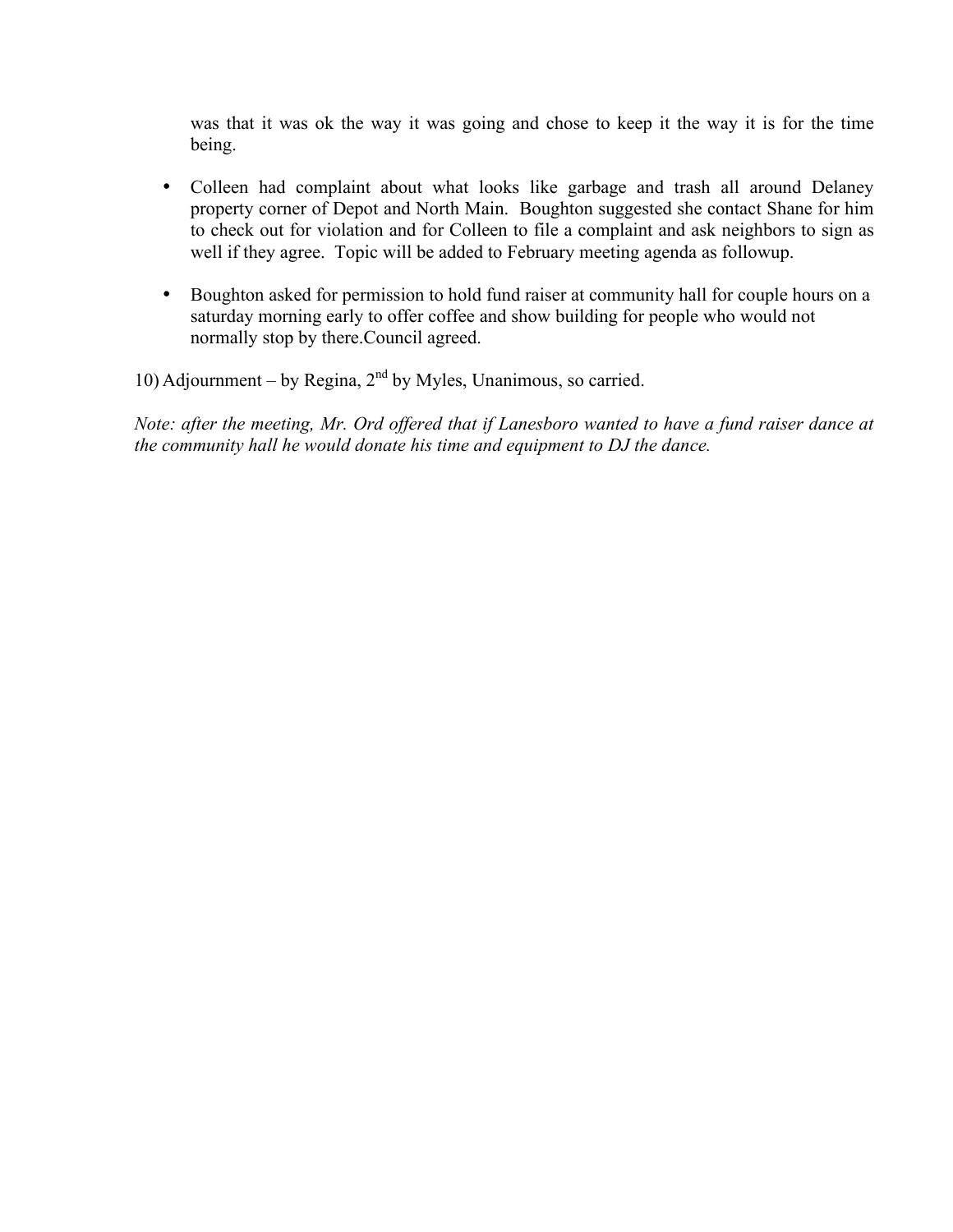was that it was ok the way it was going and chose to keep it the way it is for the time being.

- Colleen had complaint about what looks like garbage and trash all around Delaney property corner of Depot and North Main. Boughton suggested she contact Shane for him to check out for violation and for Colleen to file a complaint and ask neighbors to sign as well if they agree. Topic will be added to February meeting agenda as followup.

- Boughton asked for permission to hold fund raiser at community hall for couple hours on a saturday morning early to offer coffee and show building for people who would not normally stop by there.Council agreed.

10) Adjournment – by Regina, 2nd by Myles, Unanimous, so carried.

*Note: after the meeting, Mr. Ord offered that if Lanesboro wanted to have a fund raiser dance at the community hall he would donate his time and equipment to DJ the dance.*